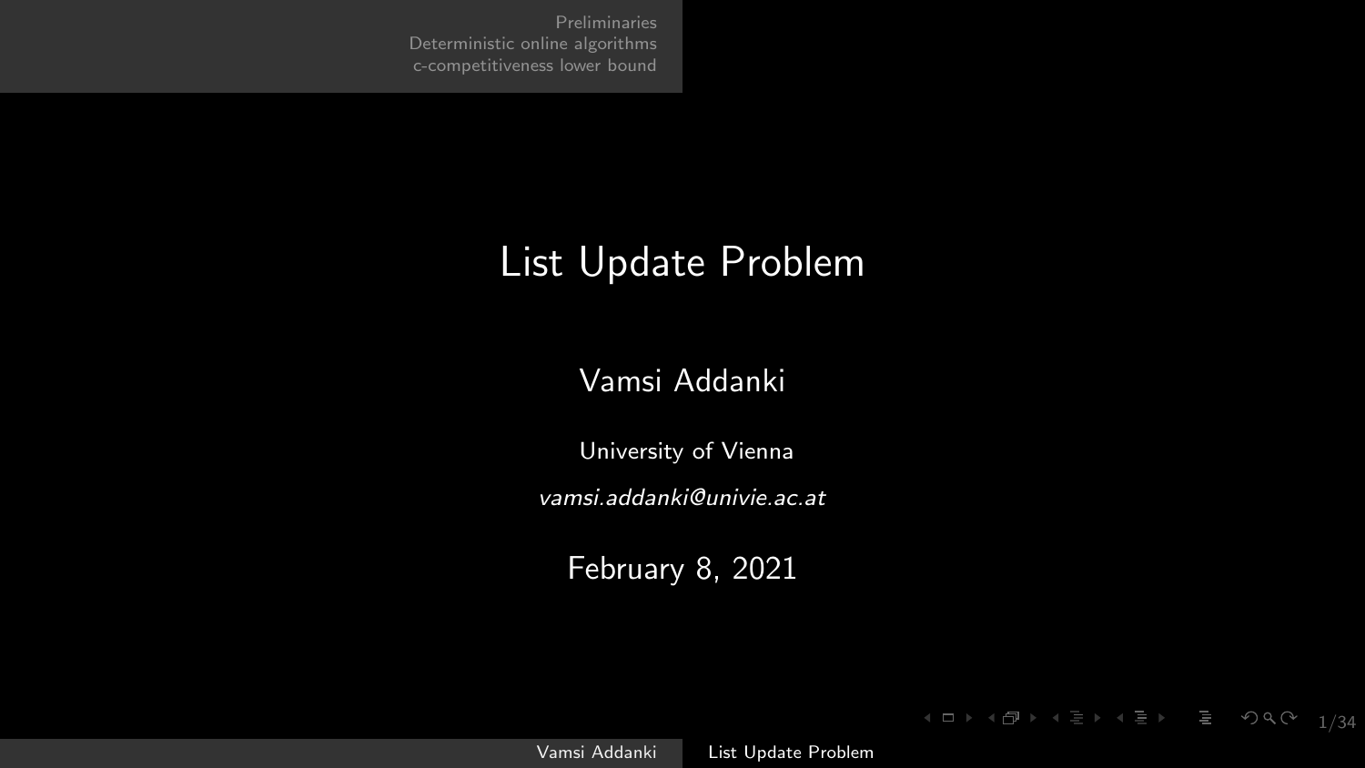# List Update Problem

Vamsi Addanki

University of Vienna

*vamsi.addanki@univie.ac.at*

February 8, 2021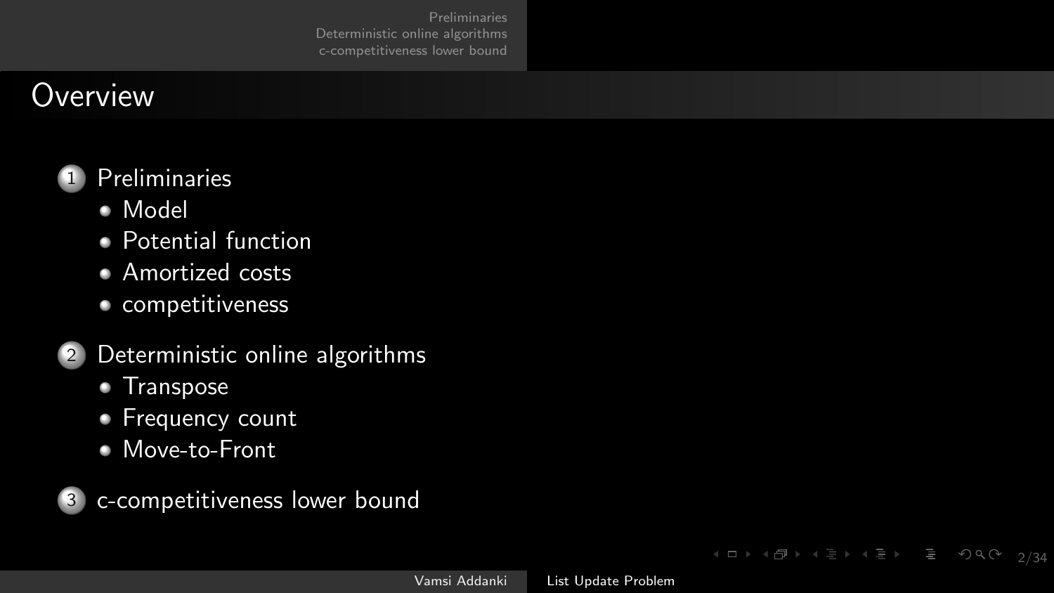# Overview

1. Preliminaries
   - Model
   - Potential function
   - Amortized costs
   - competitiveness
2. Deterministic online algorithms
   - Transpose
   - Frequency count
   - Move-to-Front
3. c-competitiveness lower bound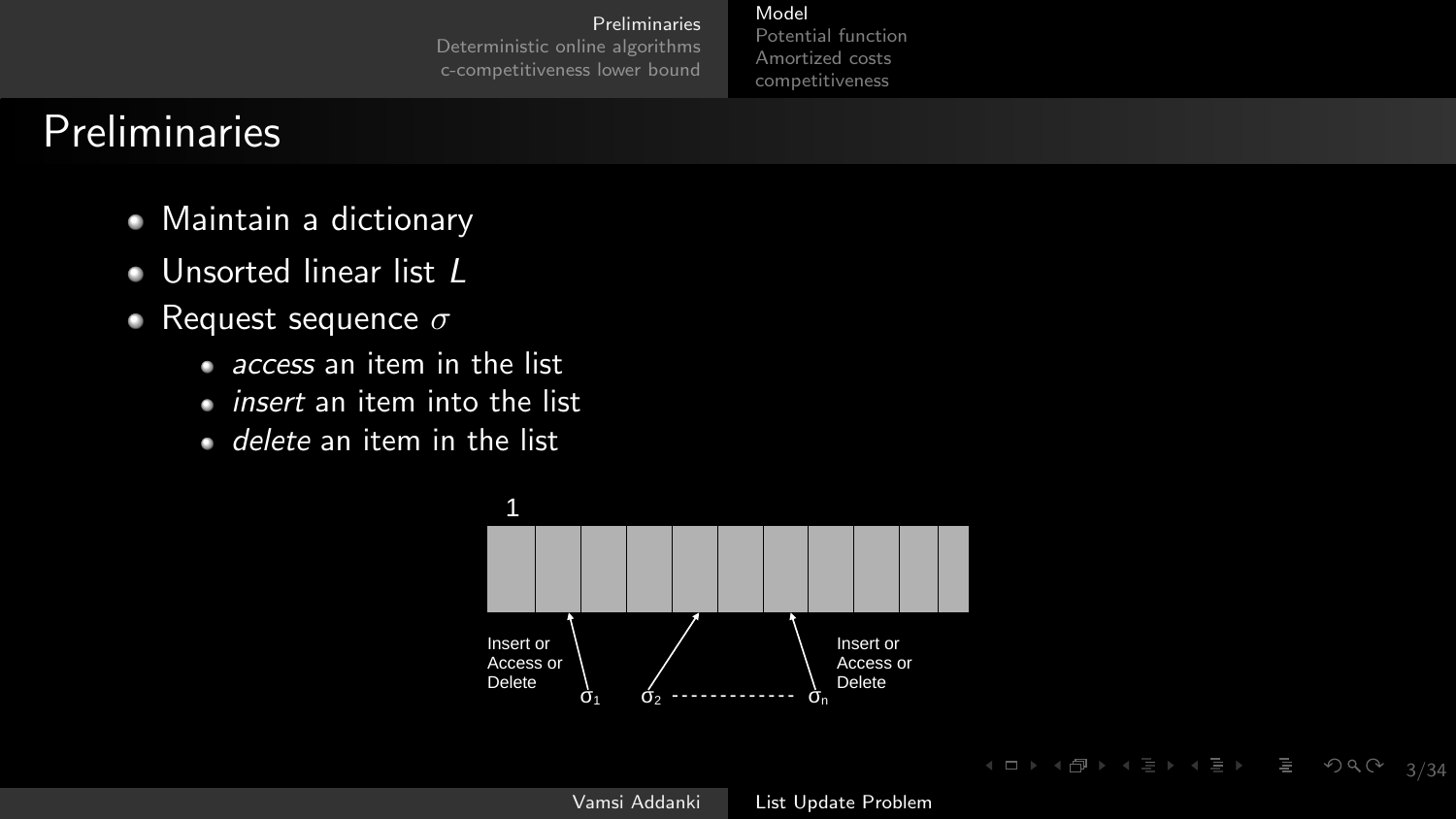# Preliminaries

- Maintain a dictionary
- Unsorted linear list $L$
- Request sequence $\sigma$
  - *access* an item in the list
  - *insert* an item into the list
  - *delete* an item in the list

1

Insert or Access or Delete

$\sigma_1$ $\sigma_2$ - - - - - - - - - - - - - $\sigma_n$

Insert or Access or Delete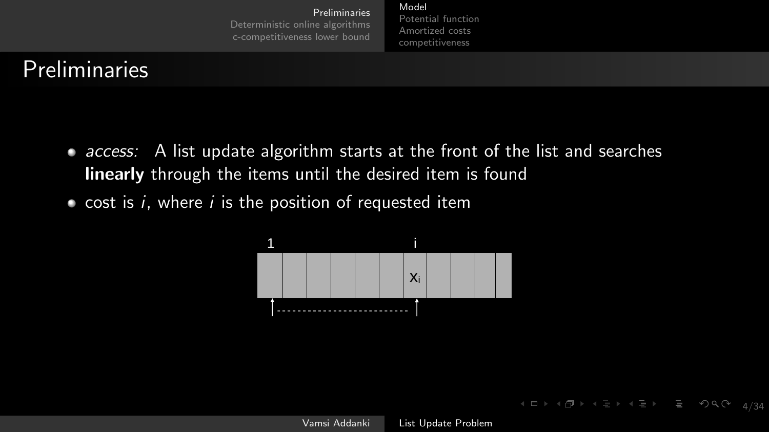# Preliminaries

- *access:* A list update algorithm starts at the front of the list and searches **linearly** through the items until the desired item is found
- cost is $i$, where $i$ is the position of requested item

1

i

$X_i$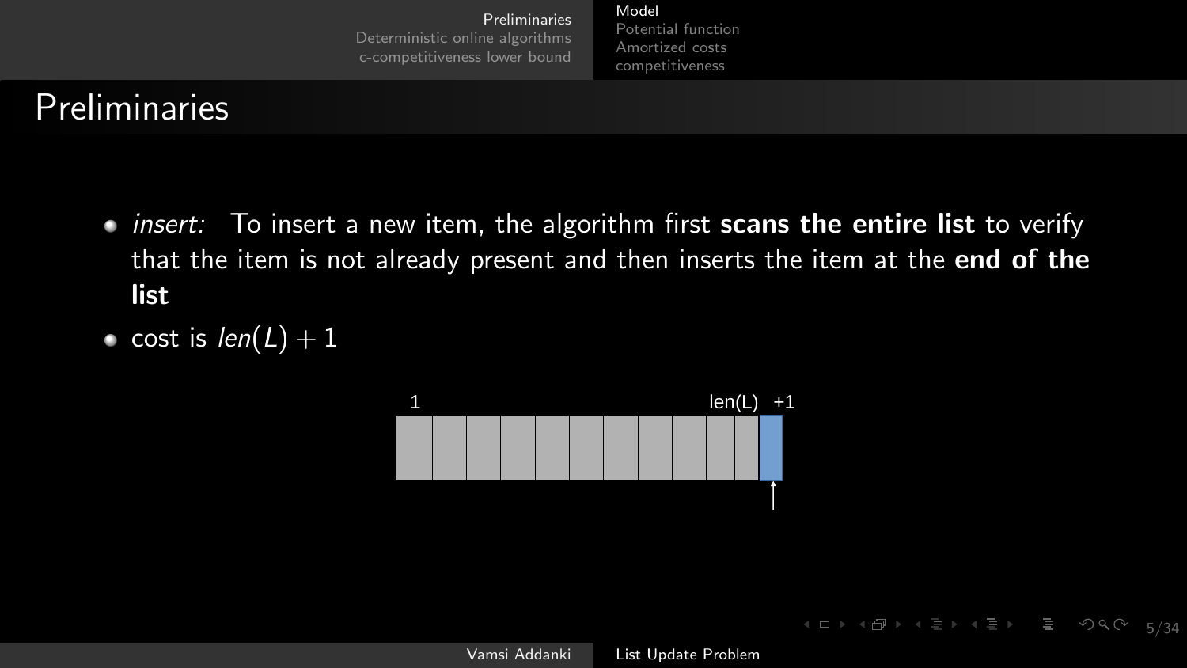## Preliminaries

- *insert:* To insert a new item, the algorithm first **scans the entire list** to verify that the item is not already present and then inserts the item at the **end of the list**
- cost is $len(L) + 1$

1

len(L)

+1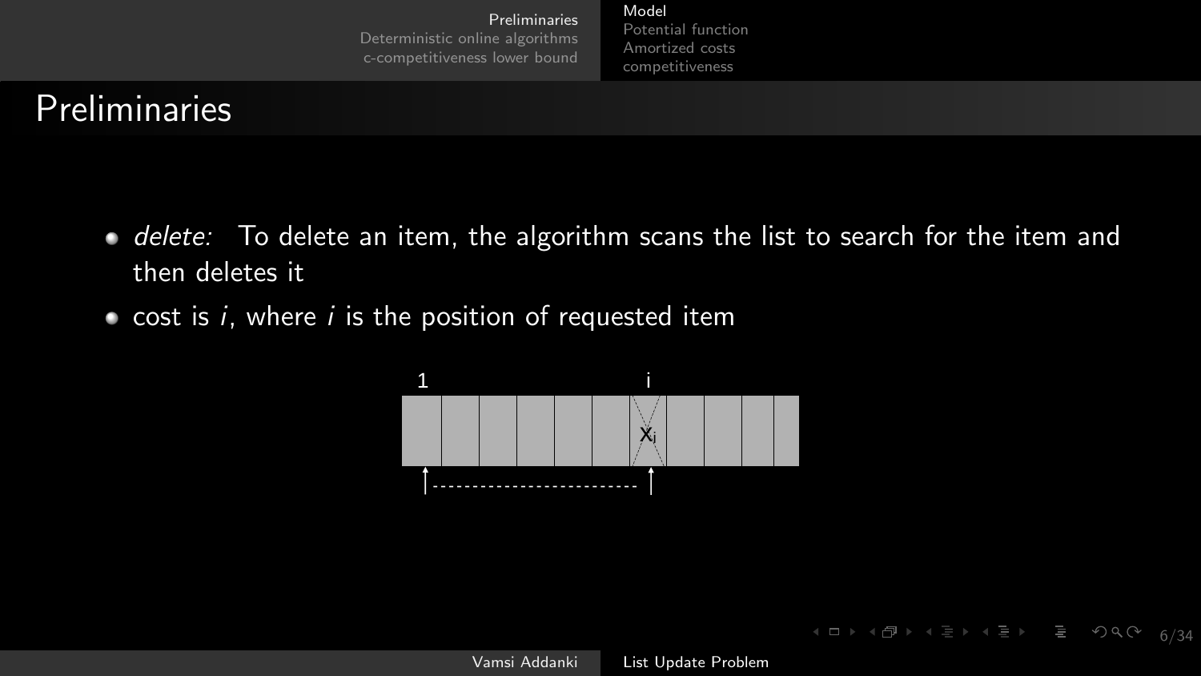# Preliminaries

- *delete:* To delete an item, the algorithm scans the list to search for the item and then deletes it
- cost is $i$, where $i$ is the position of requested item

1

i

$X_i$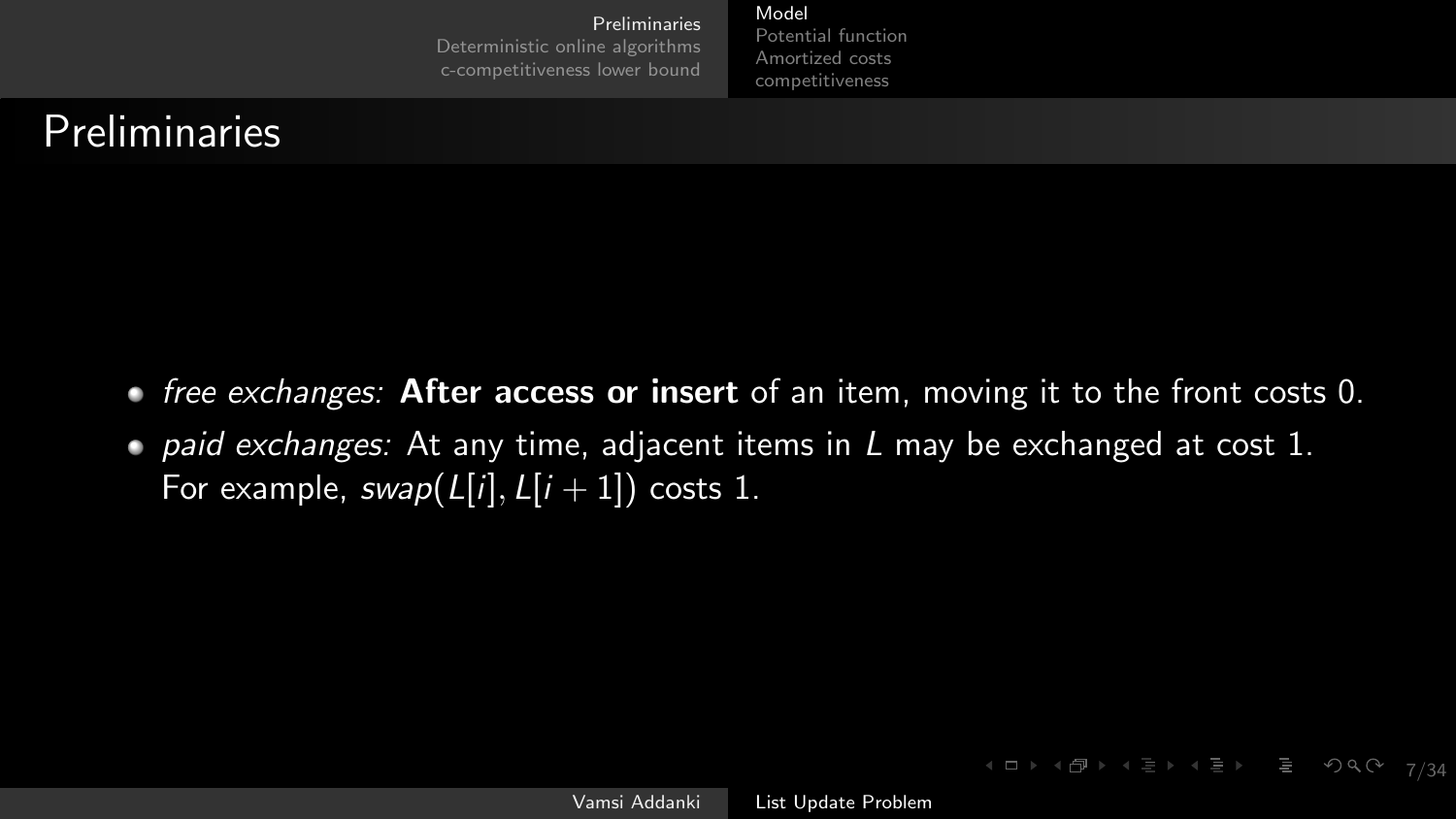# Preliminaries

- *free exchanges:* **After access or insert** of an item, moving it to the front costs 0.
- *paid exchanges:* At any time, adjacent items in $L$ may be exchanged at cost 1. For example, $swap(L[i], L[i+1])$ costs 1.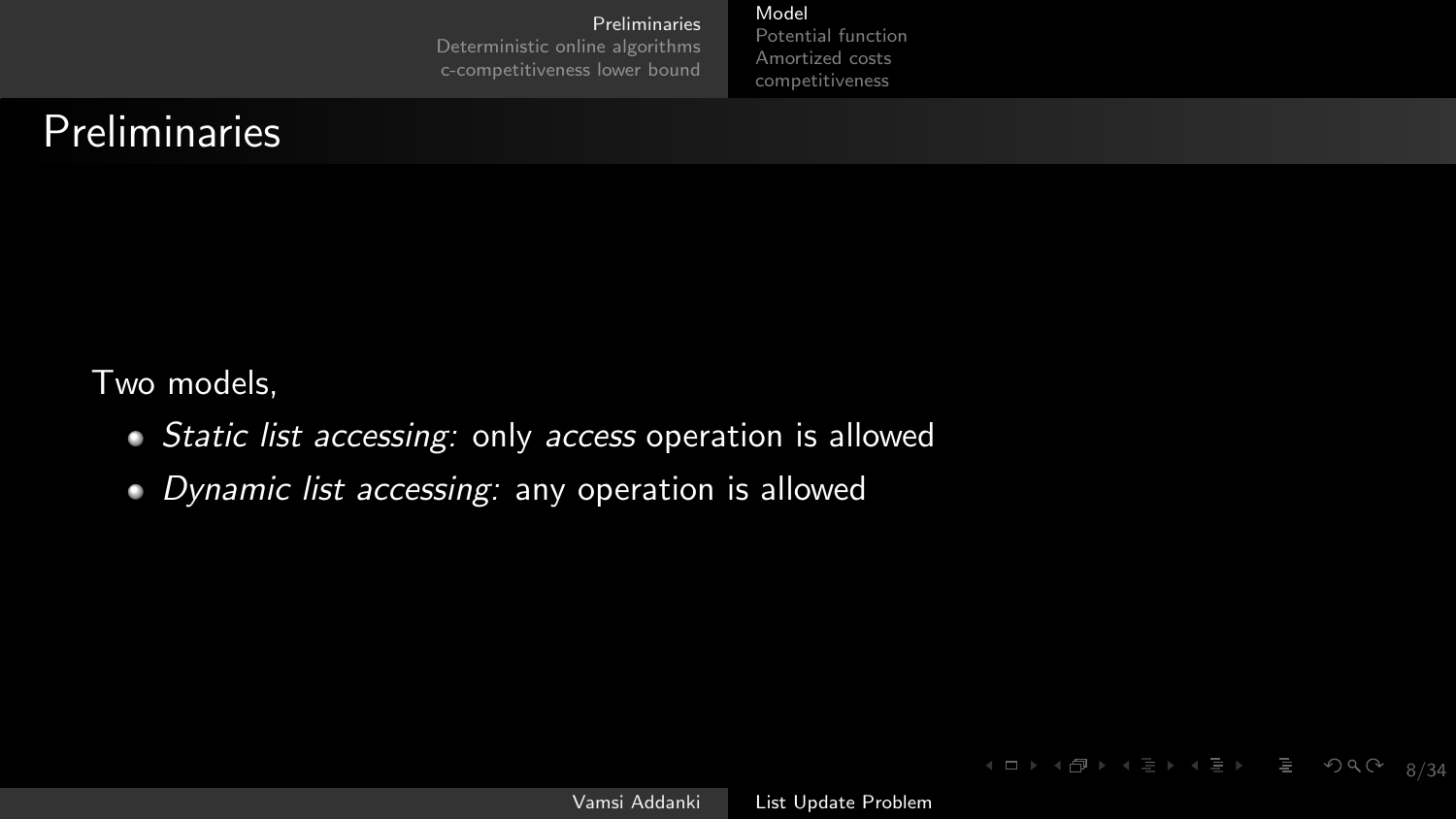# Preliminaries

Two models,

- *Static list accessing:* only *access* operation is allowed
- *Dynamic list accessing:* any operation is allowed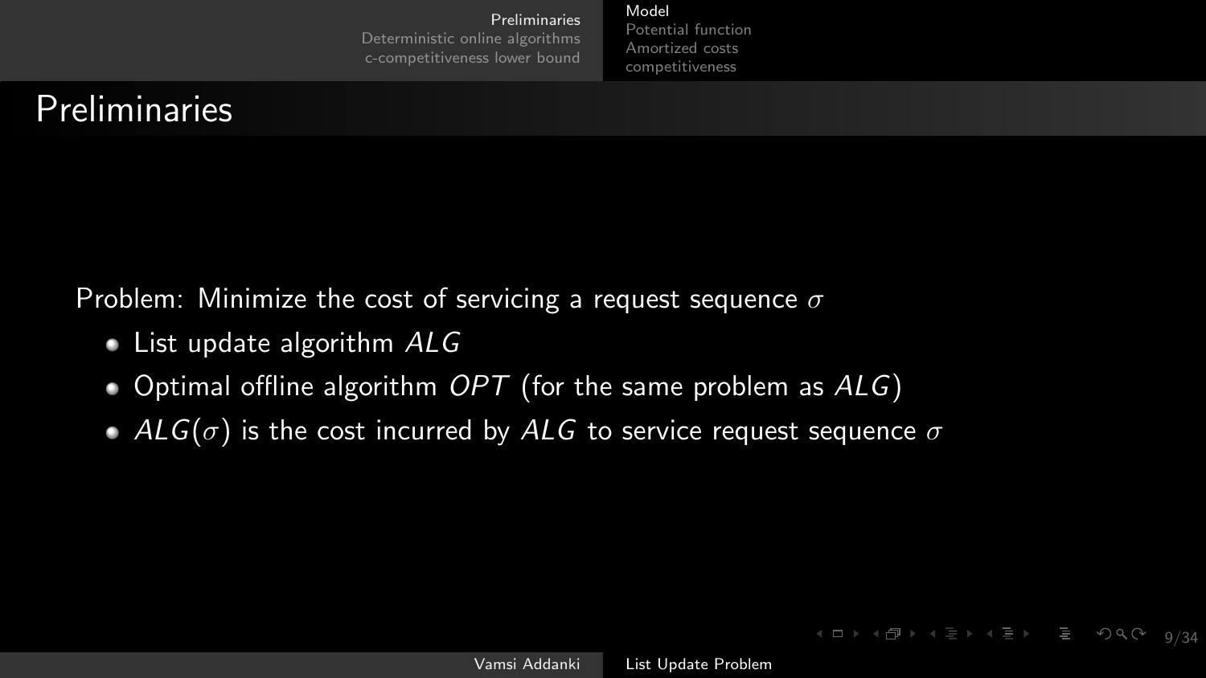# Preliminaries

Problem: Minimize the cost of servicing a request sequence $\sigma$

- List update algorithm $ALG$
- Optimal offline algorithm $OPT$ (for the same problem as $ALG$)
- $ALG(\sigma)$ is the cost incurred by $ALG$ to service request sequence $\sigma$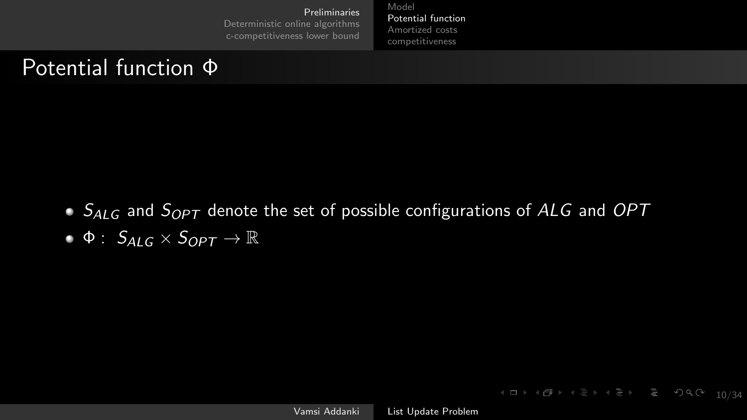# Potential function $\Phi$

- $S_{ALG}$ and $S_{OPT}$ denote the set of possible configurations of $ALG$ and $OPT$
- $\Phi : \; S_{ALG} \times S_{OPT} \rightarrow \mathbb{R}$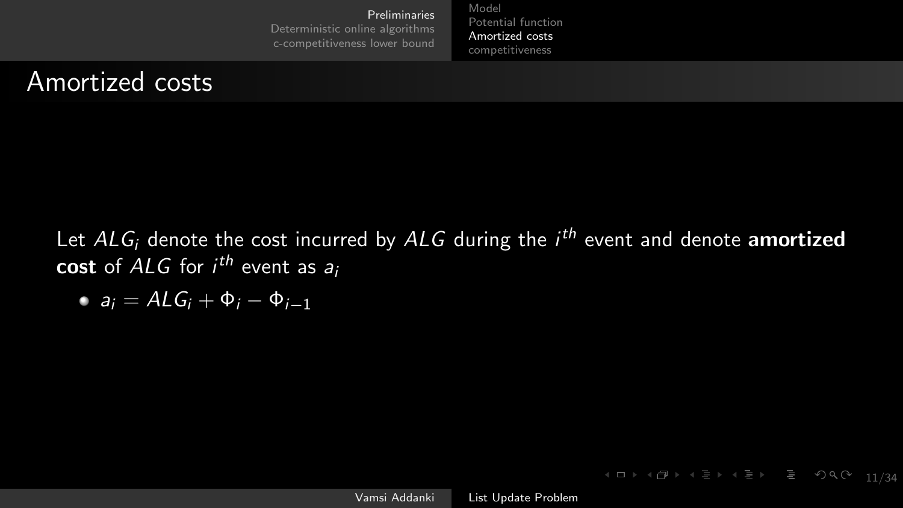# Amortized costs

Let $ALG_i$ denote the cost incurred by $ALG$ during the $i^{th}$ event and denote **amortized cost** of $ALG$ for $i^{th}$ event as $a_i$

- $a_i = ALG_i + \Phi_i - \Phi_{i-1}$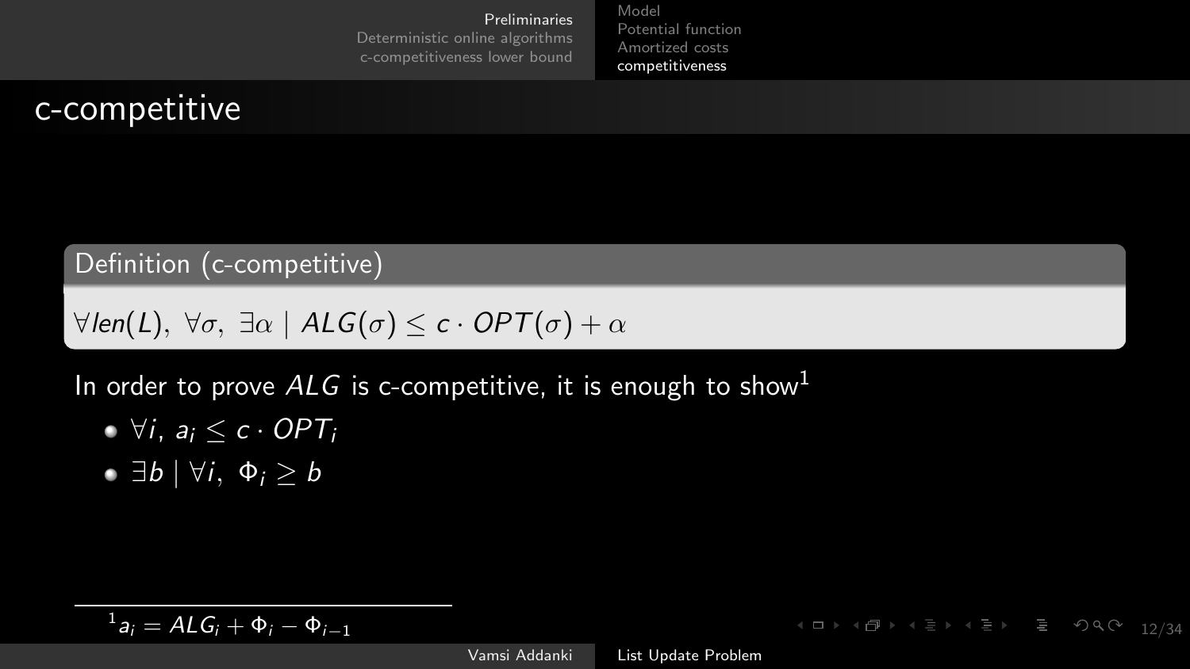## c-competitive

**Definition (c-competitive)**

$\forall len(L),\ \forall \sigma,\ \exists \alpha \mid ALG(\sigma) \leq c \cdot OPT(\sigma) + \alpha$

In order to prove $ALG$ is c-competitive, it is enough to show[1]

- $\forall i,\ a_i \leq c \cdot OPT_i$
- $\exists b \mid \forall i,\ \Phi_i \geq b$

[1] $a_i = ALG_i + \Phi_i - \Phi_{i-1}$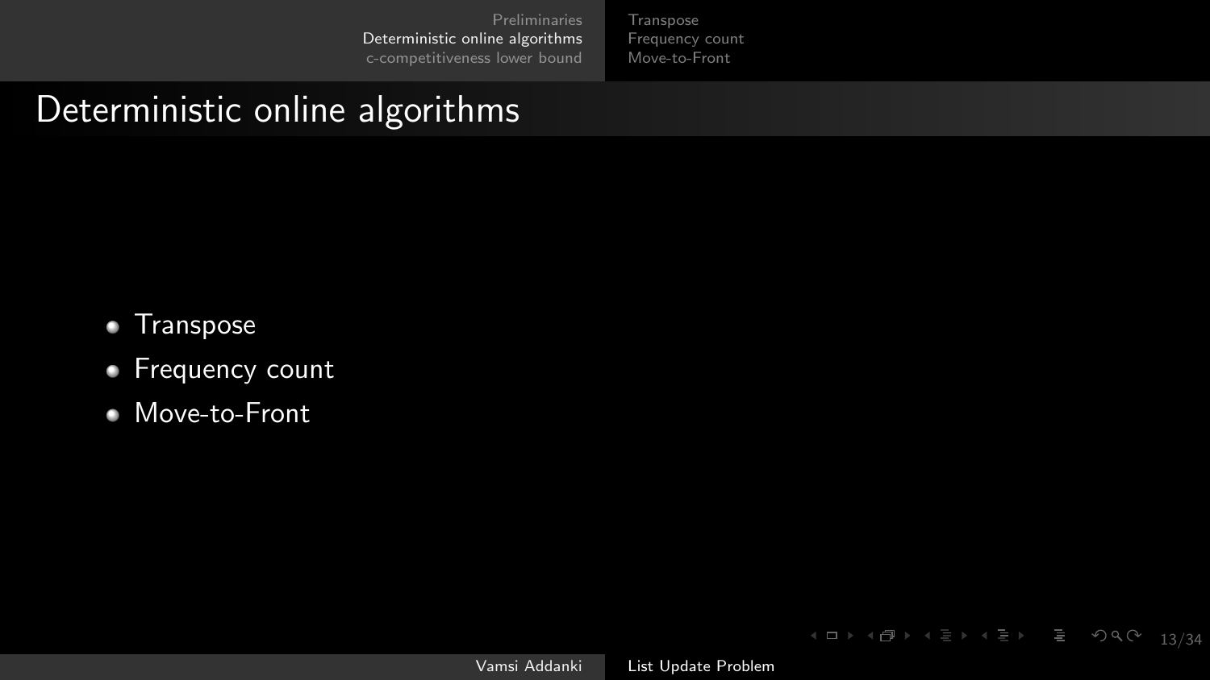# Deterministic online algorithms

- Transpose
- Frequency count
- Move-to-Front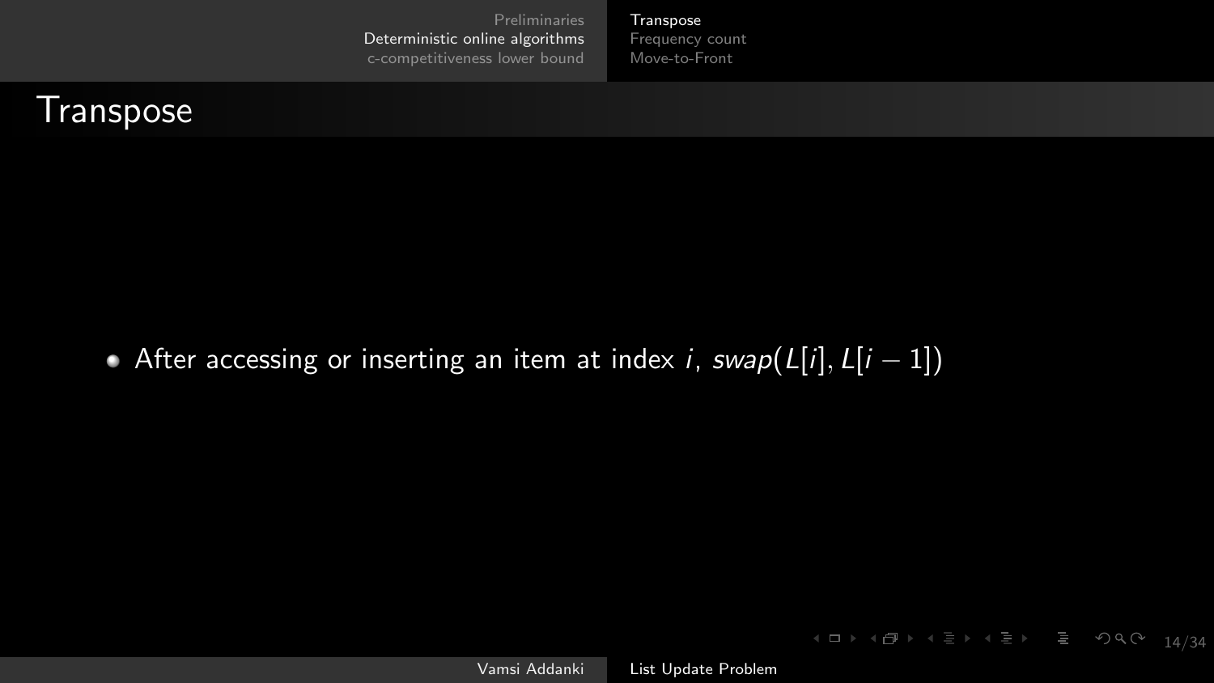# Transpose

- After accessing or inserting an item at index $i$, $swap(L[i], L[i-1])$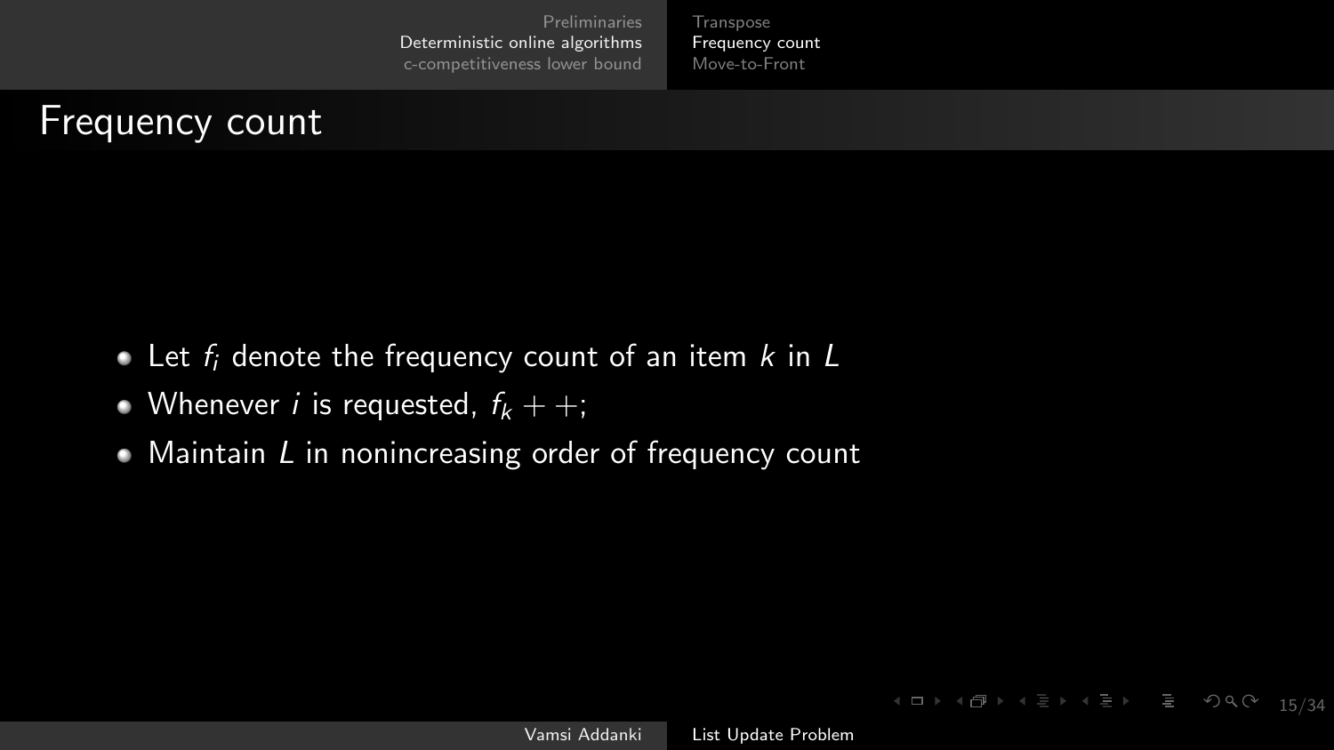# Frequency count

- Let $f_i$ denote the frequency count of an item $k$ in $L$
- Whenever $i$ is requested, $f_k + +$;
- Maintain $L$ in nonincreasing order of frequency count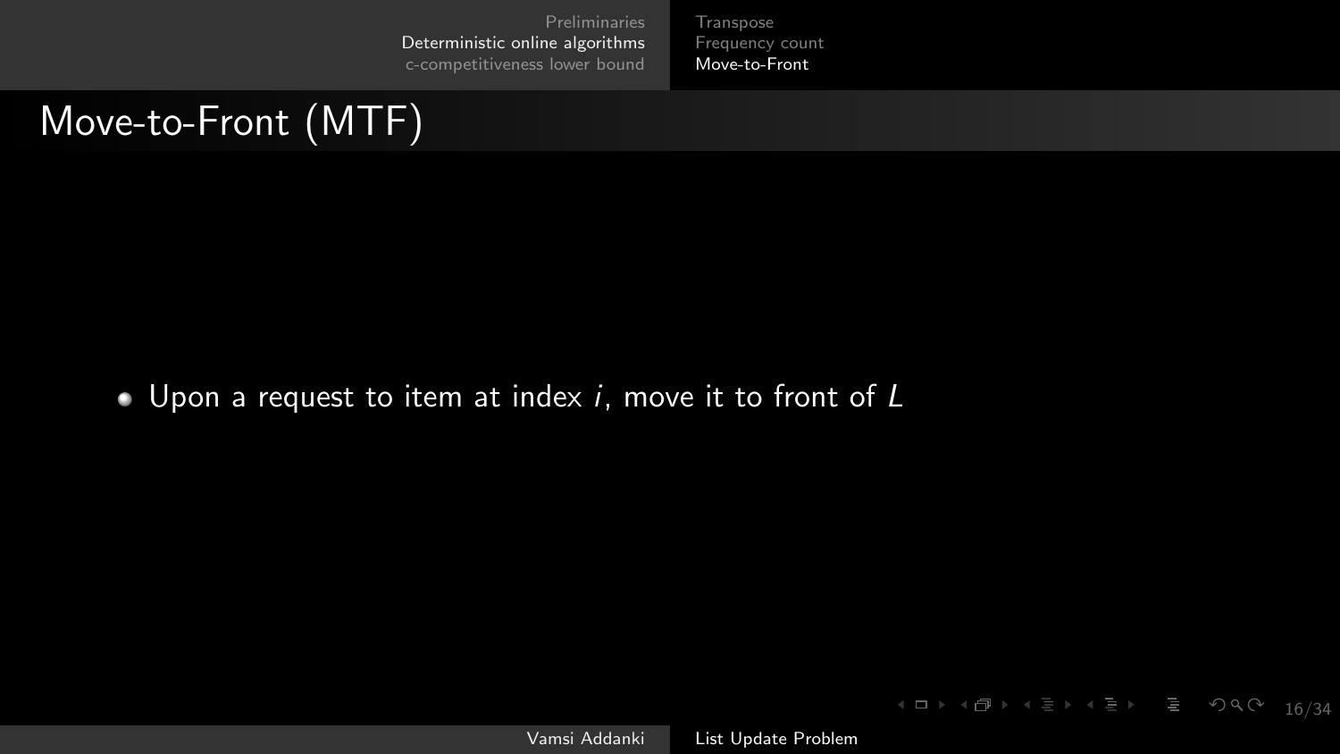# Move-to-Front (MTF)

- Upon a request to item at index $i$, move it to front of $L$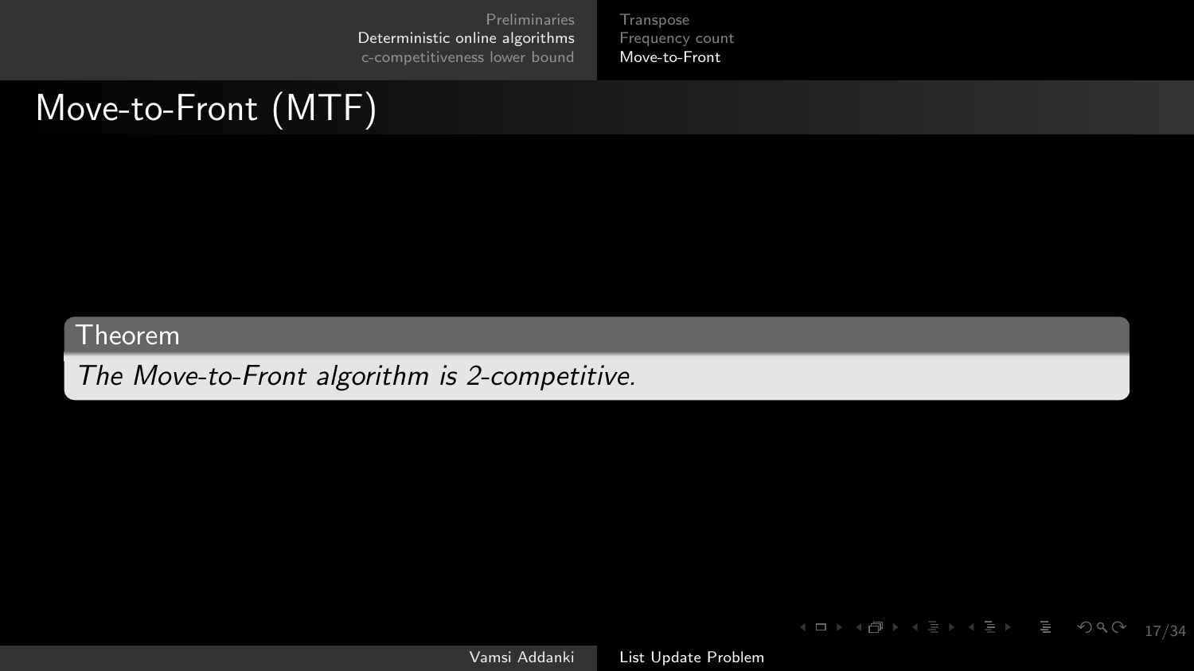# Move-to-Front (MTF)

**Theorem**

*The Move-to-Front algorithm is 2-competitive.*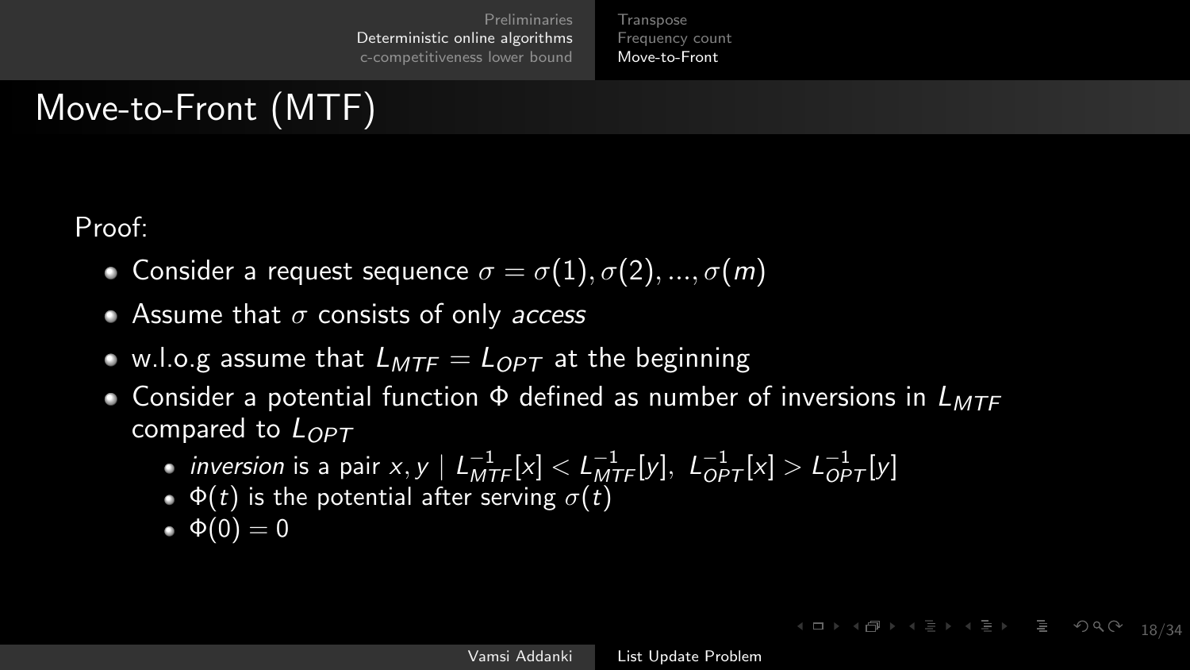# Move-to-Front (MTF)

Proof:

- Consider a request sequence $\sigma = \sigma(1), \sigma(2), ..., \sigma(m)$
- Assume that $\sigma$ consists of only *access*
- w.l.o.g assume that $L_{MTF} = L_{OPT}$ at the beginning
- Consider a potential function $\Phi$ defined as number of inversions in $L_{MTF}$ compared to $L_{OPT}$
  - *inversion* is a pair $x, y \mid L_{MTF}^{-1}[x] < L_{MTF}^{-1}[y],\ L_{OPT}^{-1}[x] > L_{OPT}^{-1}[y]$
  - $\Phi(t)$ is the potential after serving $\sigma(t)$
  - $\Phi(0) = 0$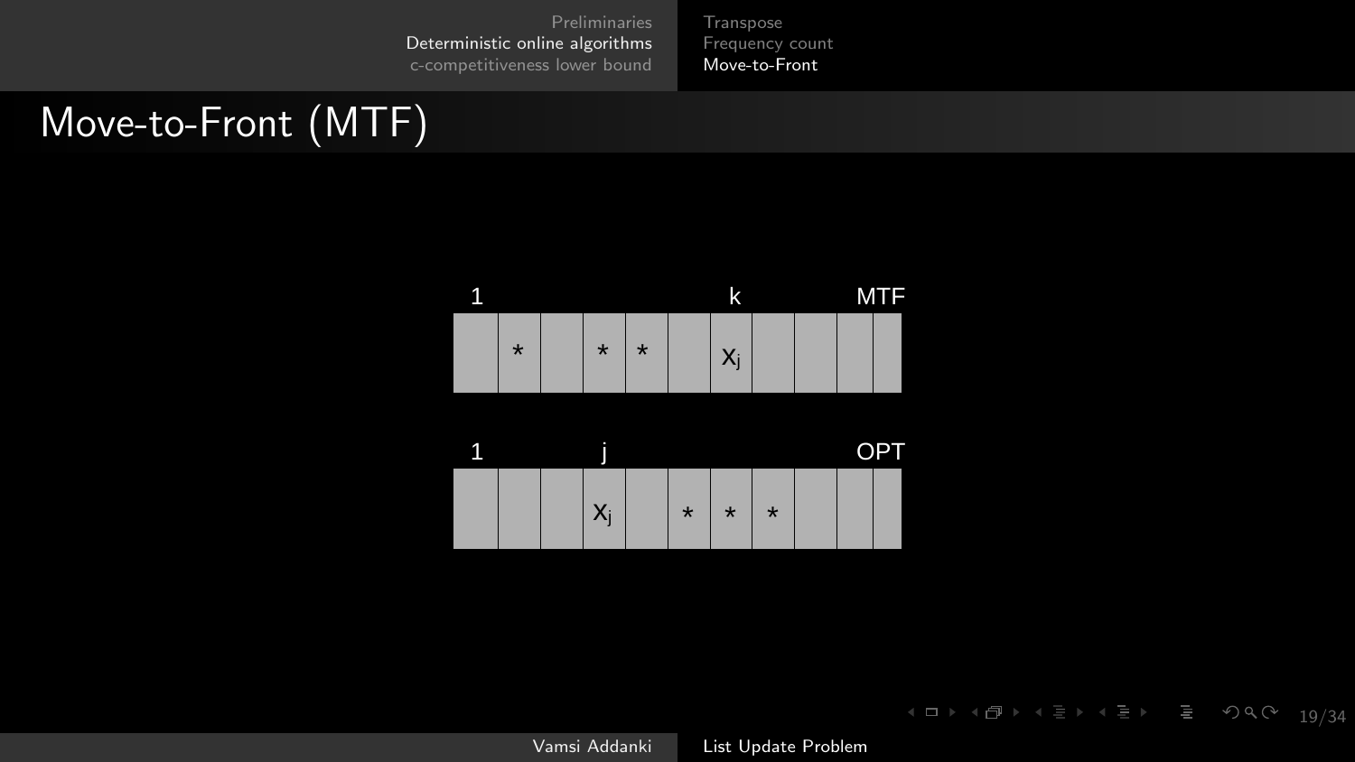# Move-to-Front (MTF)

1 k MTF

* * * $X_j$

1 j OPT

$X_j$ * * *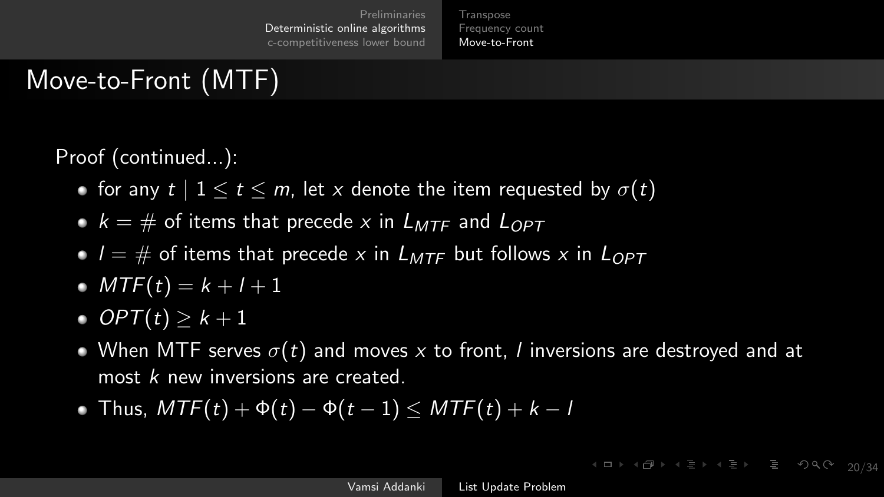# Move-to-Front (MTF)

Proof (continued...):

- for any $t \mid 1 \leq t \leq m$, let $x$ denote the item requested by $\sigma(t)$
- $k = \#$ of items that precede $x$ in $L_{MTF}$ and $L_{OPT}$
- $l = \#$ of items that precede $x$ in $L_{MTF}$ but follows $x$ in $L_{OPT}$
- $MTF(t) = k + l + 1$
- $OPT(t) \geq k + 1$
- When MTF serves $\sigma(t)$ and moves $x$ to front, $l$ inversions are destroyed and at most $k$ new inversions are created.
- Thus, $MTF(t) + \Phi(t) - \Phi(t-1) \leq MTF(t) + k - l$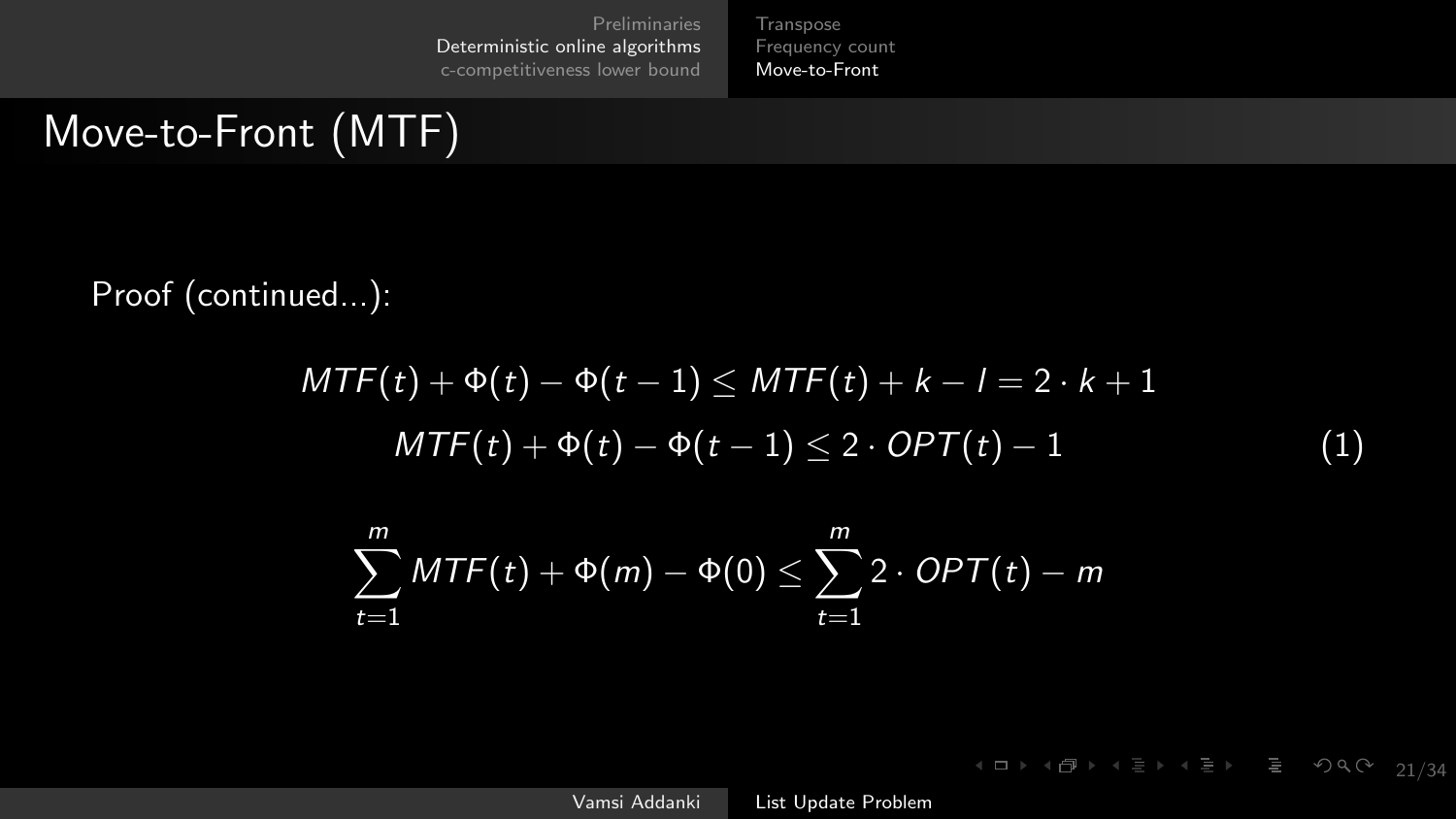# Move-to-Front (MTF)

Proof (continued...):

$$MTF(t) + \Phi(t) - \Phi(t-1) \leq MTF(t) + k - l = 2 \cdot k + 1$$

$$MTF(t) + \Phi(t) - \Phi(t-1) \leq 2 \cdot OPT(t) - 1 \tag{1}$$

$$\sum_{t=1}^{m} MTF(t) + \Phi(m) - \Phi(0) \leq \sum_{t=1}^{m} 2 \cdot OPT(t) - m$$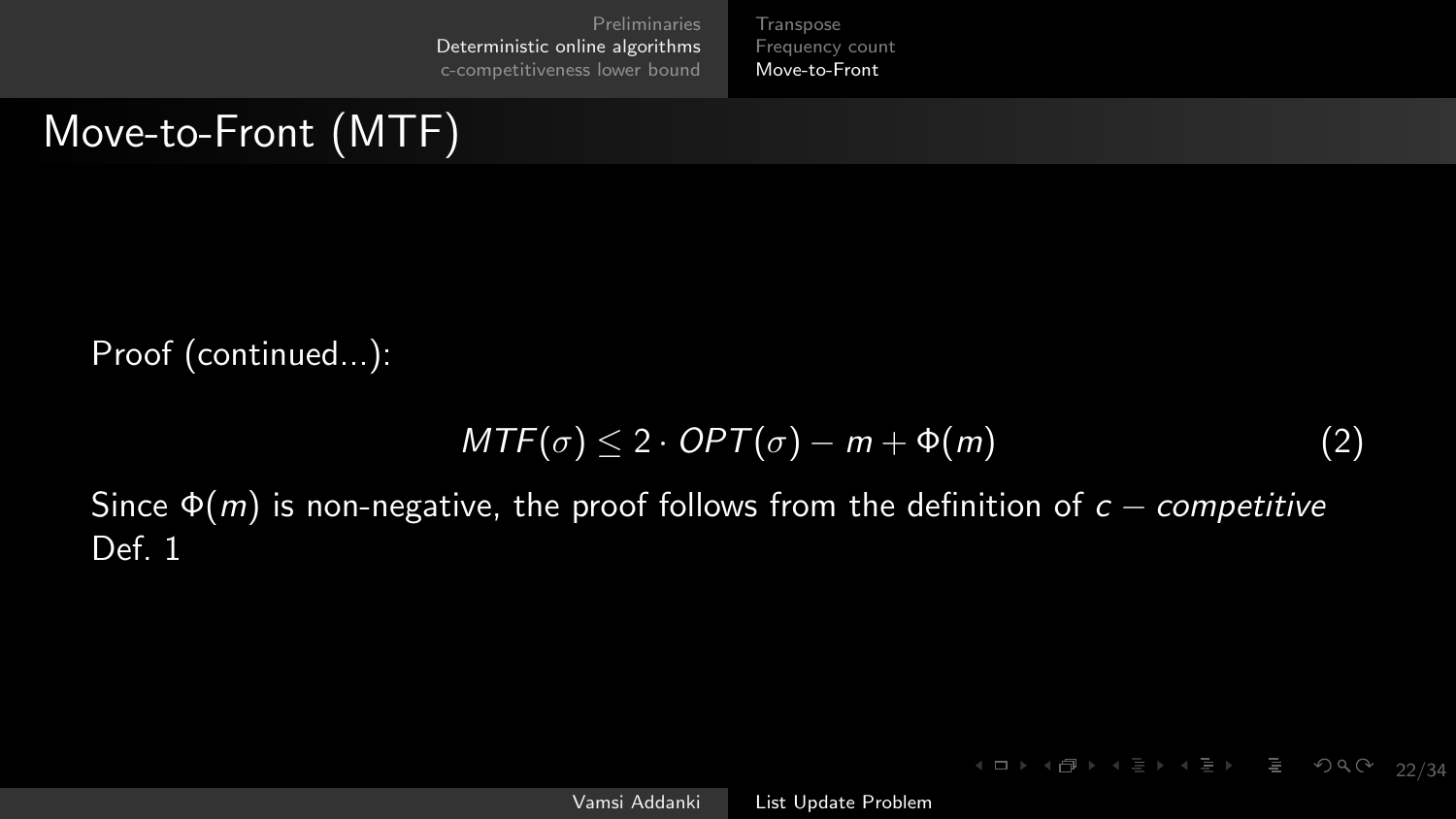# Move-to-Front (MTF)

Proof (continued...):

$$MTF(\sigma) \leq 2 \cdot OPT(\sigma) - m + \Phi(m) \tag{2}$$

Since $\Phi(m)$ is non-negative, the proof follows from the definition of $c - competitive$ Def. 1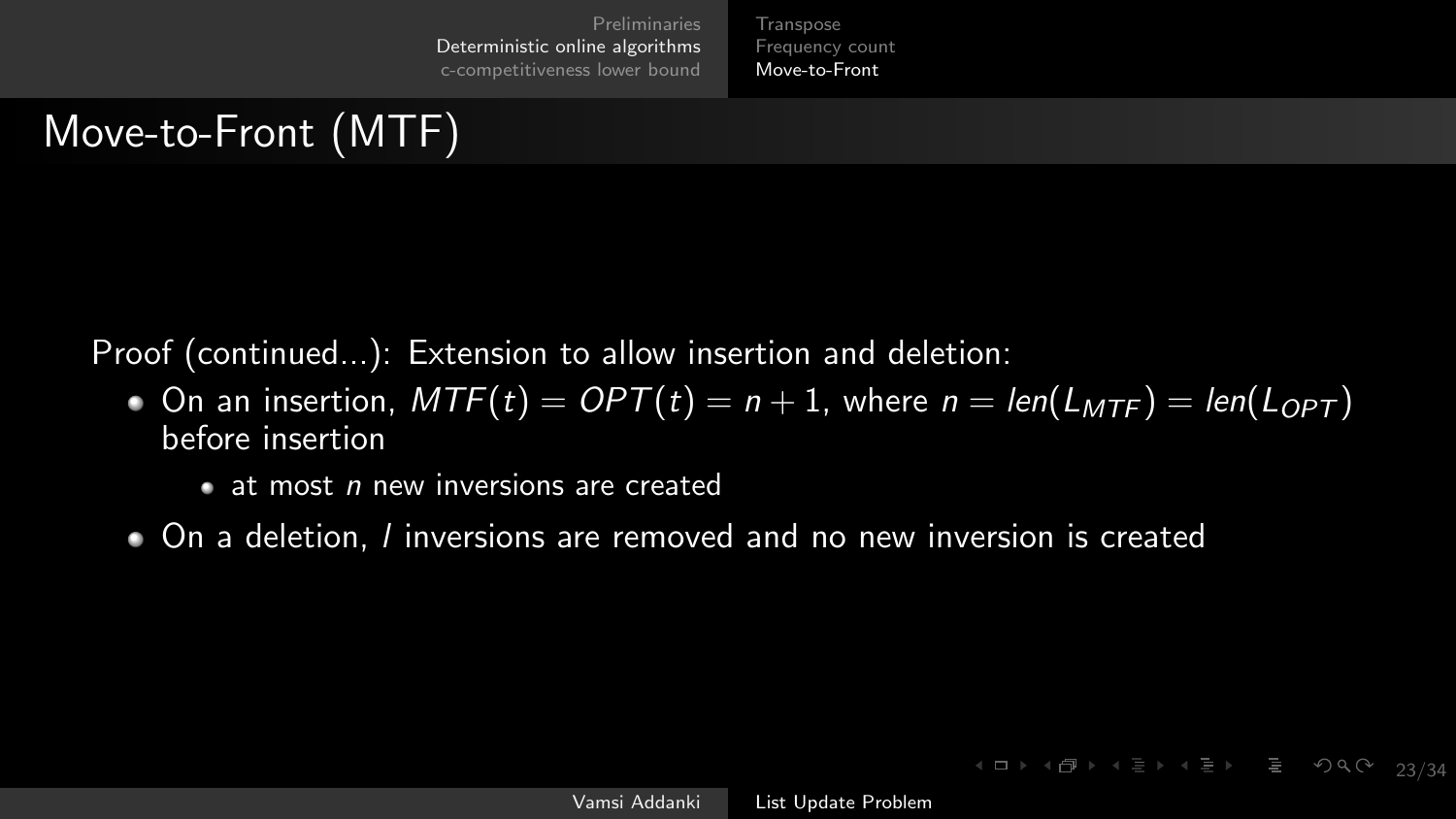# Move-to-Front (MTF)

Proof (continued...): Extension to allow insertion and deletion:

- On an insertion, $MTF(t) = OPT(t) = n + 1$, where $n = len(L_{MTF}) = len(L_{OPT})$ before insertion
  - at most $n$ new inversions are created
- On a deletion, $l$ inversions are removed and no new inversion is created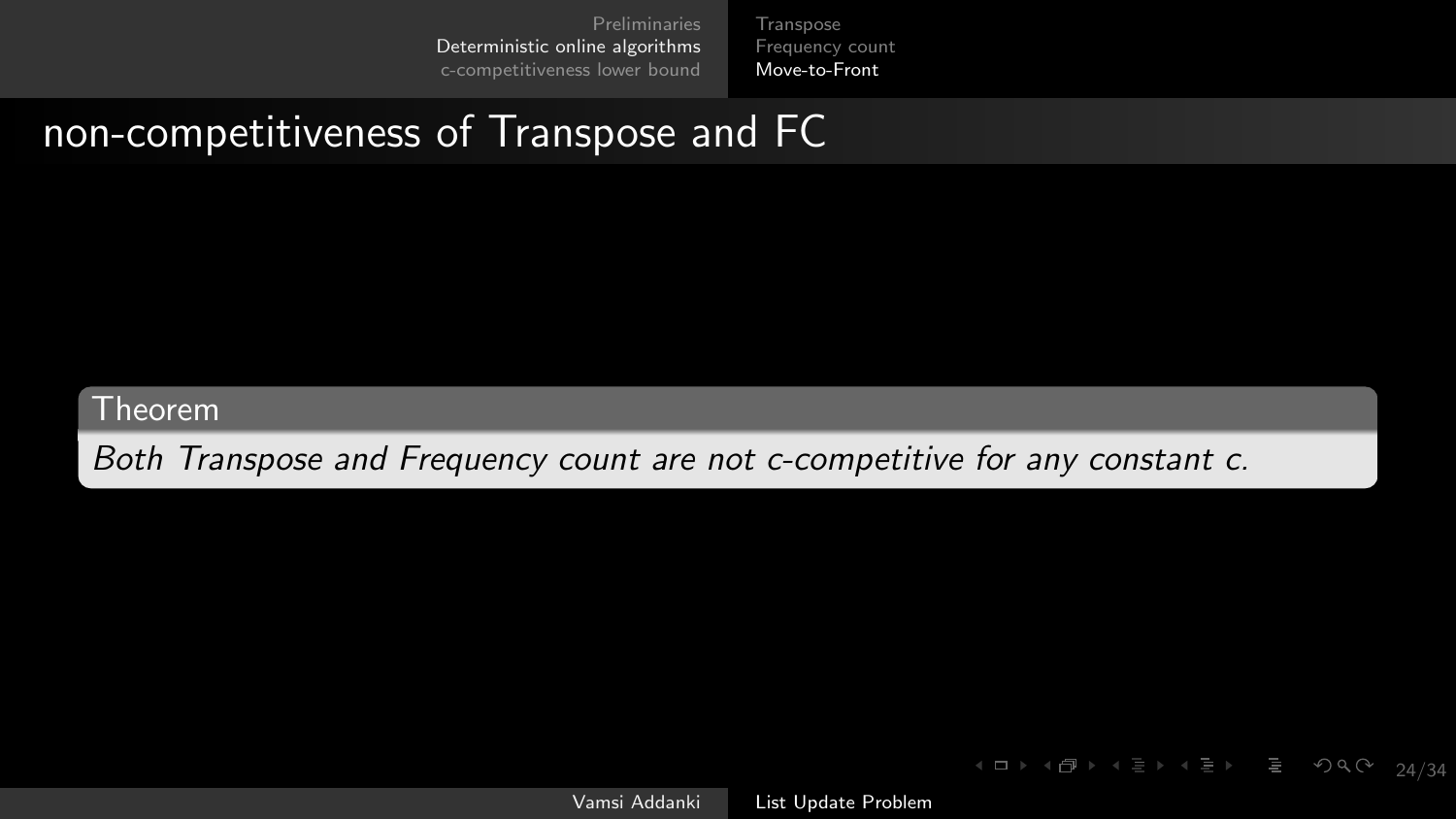# non-competitiveness of Transpose and FC

**Theorem**

*Both Transpose and Frequency count are not c-competitive for any constant c.*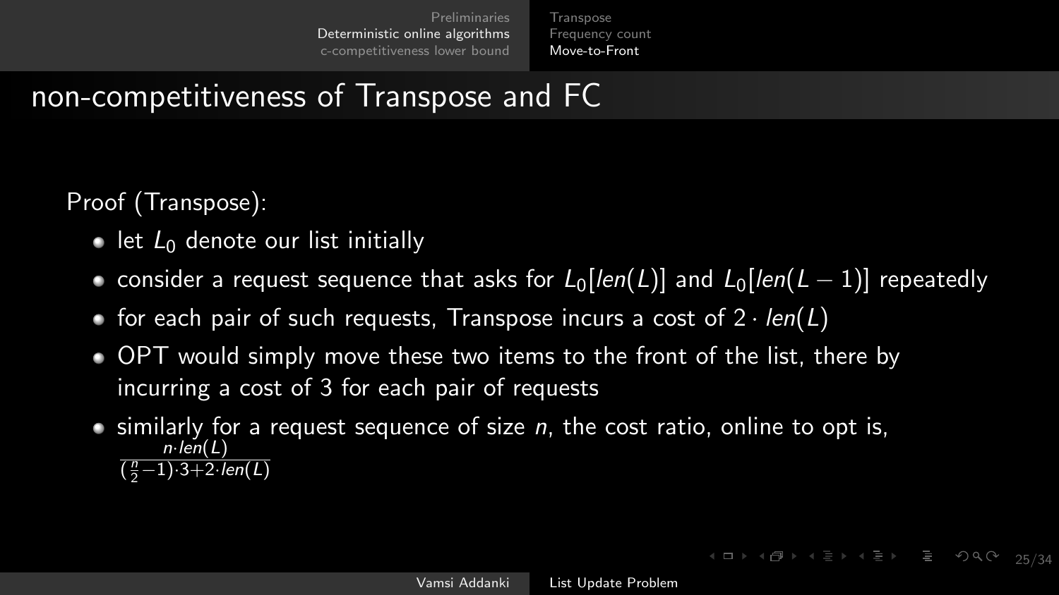## non-competitiveness of Transpose and FC

Proof (Transpose):

- let $L_0$ denote our list initially
- consider a request sequence that asks for $L_0[len(L)]$ and $L_0[len(L-1)]$ repeatedly
- for each pair of such requests, Transpose incurs a cost of $2 \cdot len(L)$
- OPT would simply move these two items to the front of the list, there by incurring a cost of 3 for each pair of requests
- similarly for a request sequence of size $n$, the cost ratio, online to opt is, $\frac{n \cdot len(L)}{(\frac{n}{2}-1) \cdot 3 + 2 \cdot len(L)}$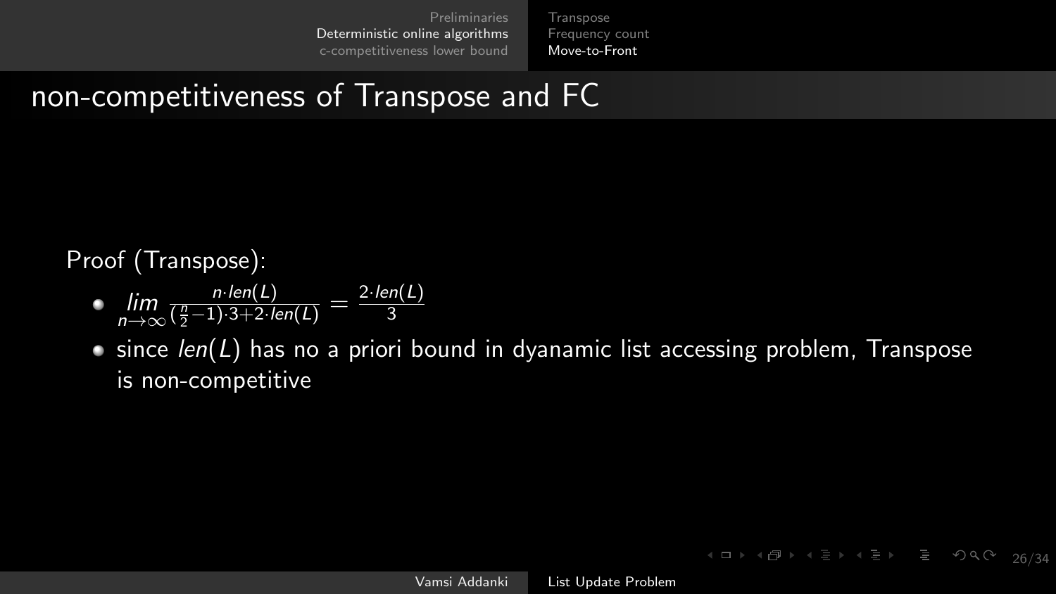# non-competitiveness of Transpose and FC

Proof (Transpose):

- $\lim_{n \to \infty} \frac{n \cdot len(L)}{(\frac{n}{2} - 1) \cdot 3 + 2 \cdot len(L)} = \frac{2 \cdot len(L)}{3}$
- since $len(L)$ has no a priori bound in dyanamic list accessing problem, Transpose is non-competitive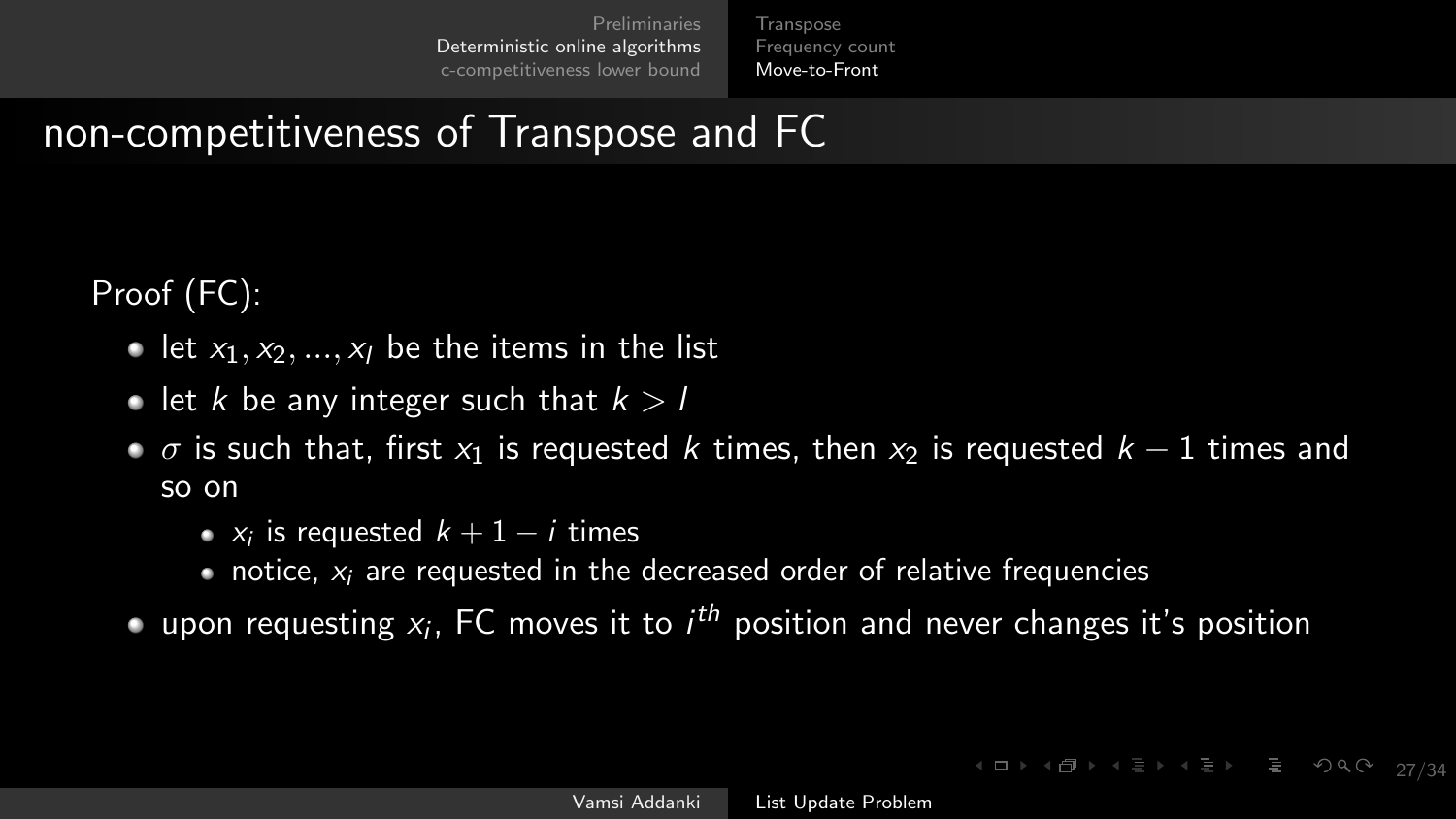# non-competitiveness of Transpose and FC

Proof (FC):

- let $x_1, x_2, ..., x_l$ be the items in the list
- let $k$ be any integer such that $k > l$
- $\sigma$ is such that, first $x_1$ is requested $k$ times, then $x_2$ is requested $k-1$ times and so on
  - $x_i$ is requested $k+1-i$ times
  - notice, $x_i$ are requested in the decreased order of relative frequencies
- upon requesting $x_i$, FC moves it to $i^{th}$ position and never changes it's position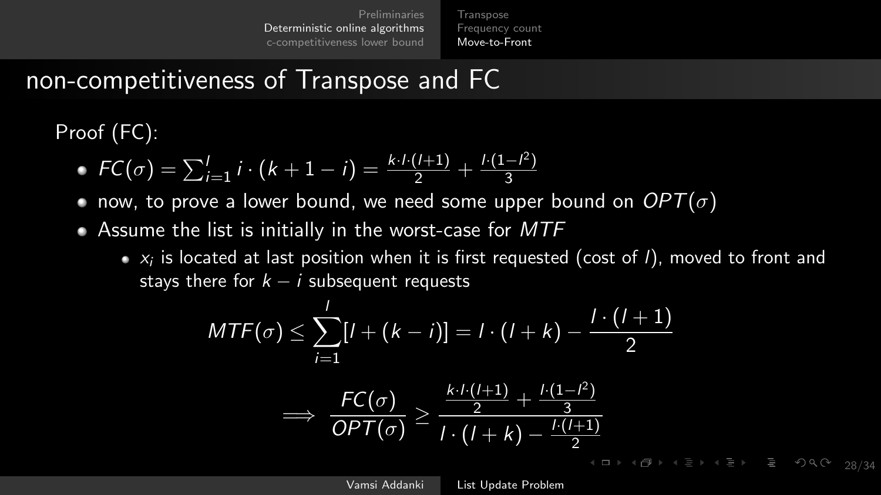## non-competitiveness of Transpose and FC

Proof (FC):

- $FC(\sigma) = \sum_{i=1}^{l} i \cdot (k+1-i) = \frac{k \cdot l \cdot (l+1)}{2} + \frac{l \cdot (1-l^2)}{3}$
- now, to prove a lower bound, we need some upper bound on $OPT(\sigma)$
- Assume the list is initially in the worst-case for $MTF$
  - $x_i$ is located at last position when it is first requested (cost of $l$), moved to front and stays there for $k-i$ subsequent requests

$$MTF(\sigma) \leq \sum_{i=1}^{l} [l + (k-i)] = l \cdot (l+k) - \frac{l \cdot (l+1)}{2}$$

$$\implies \frac{FC(\sigma)}{OPT(\sigma)} \geq \frac{\frac{k \cdot l \cdot (l+1)}{2} + \frac{l \cdot (1-l^2)}{3}}{l \cdot (l+k) - \frac{l \cdot (l+1)}{2}}$$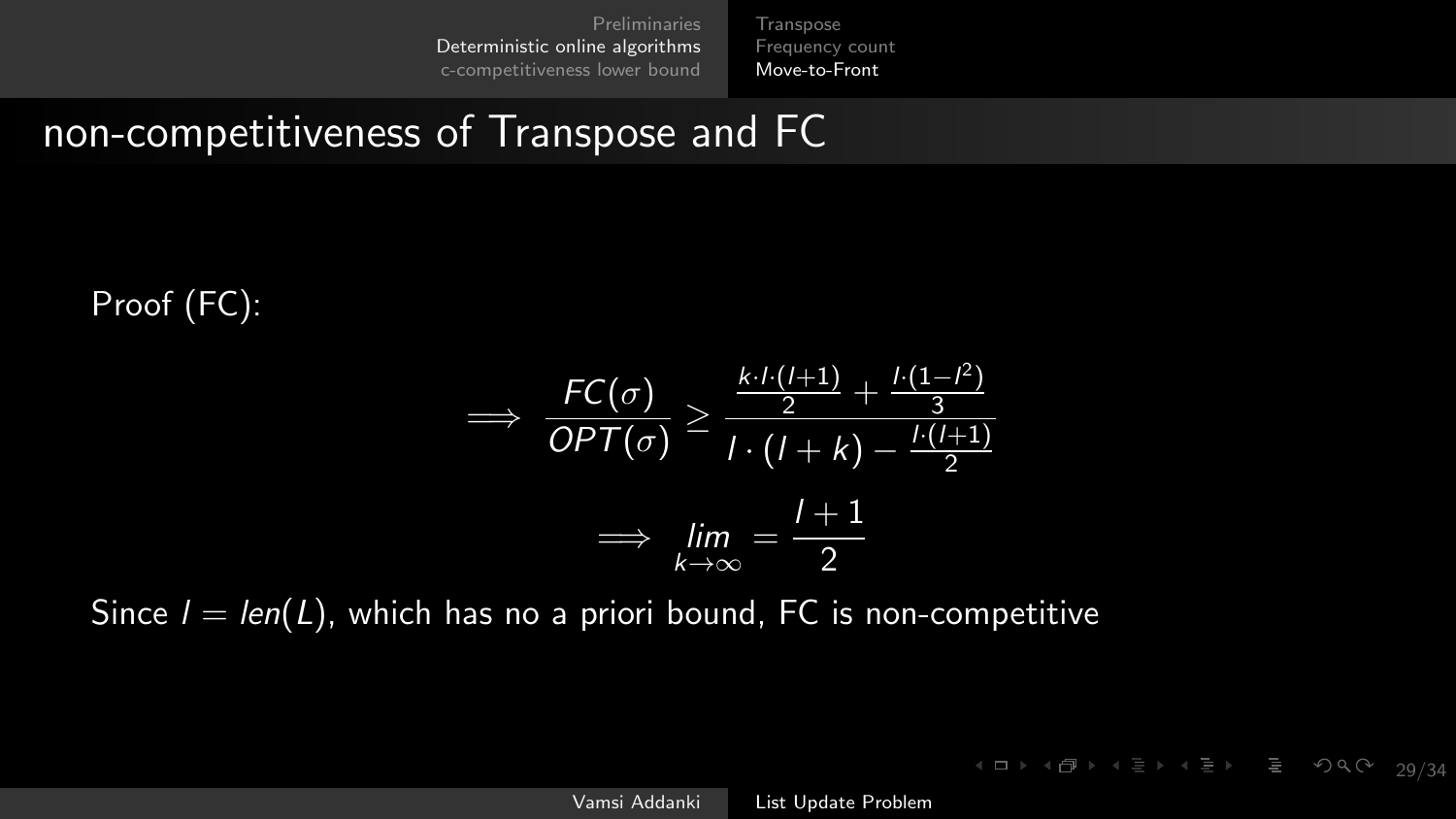## non-competitiveness of Transpose and FC

Proof (FC):

$$\implies \frac{FC(\sigma)}{OPT(\sigma)} \geq \frac{\frac{k \cdot l \cdot (l+1)}{2} + \frac{l \cdot (1-l^2)}{3}}{l \cdot (l+k) - \frac{l \cdot (l+1)}{2}}$$

$$\implies \lim_{k \to \infty} = \frac{l+1}{2}$$

Since $l = len(L)$, which has no a priori bound, FC is non-competitive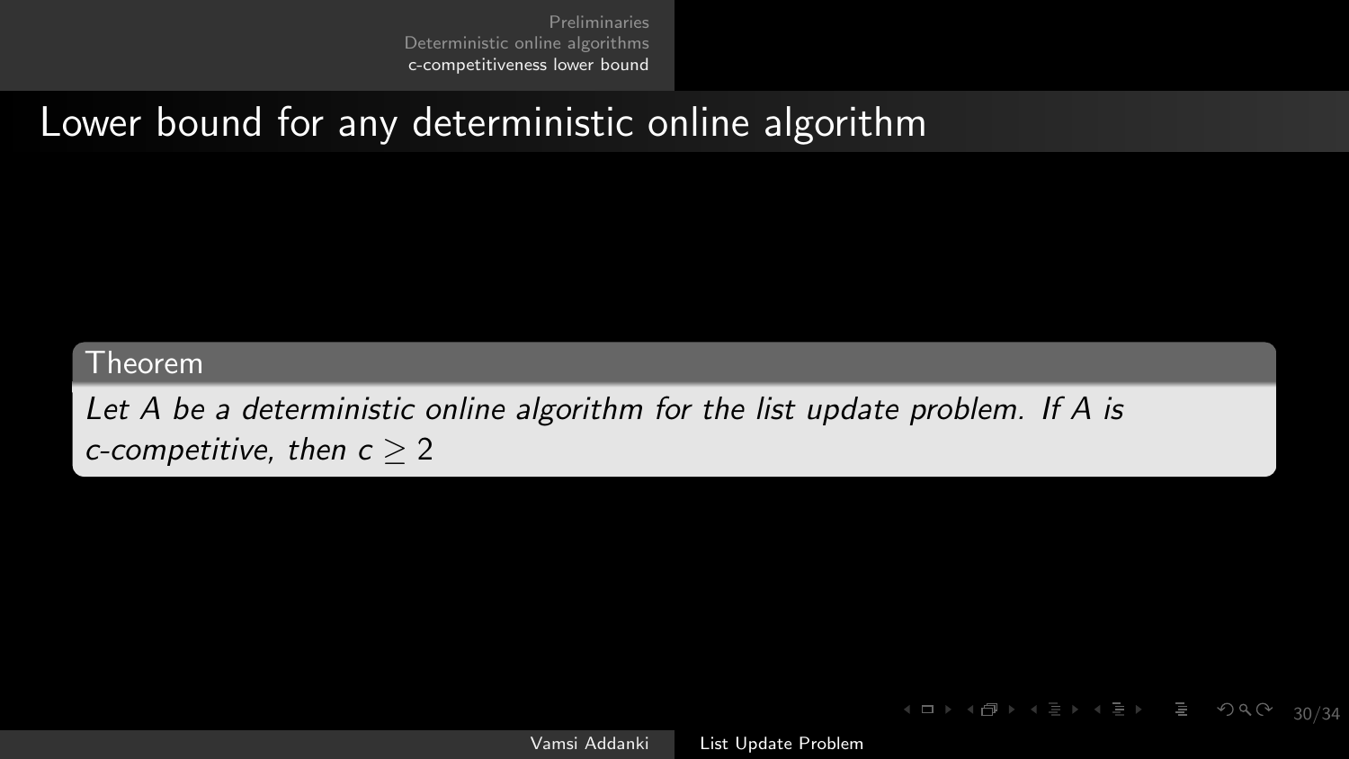# Lower bound for any deterministic online algorithm

**Theorem**

*Let $A$ be a deterministic online algorithm for the list update problem. If $A$ is $c$-competitive, then $c \geq 2$*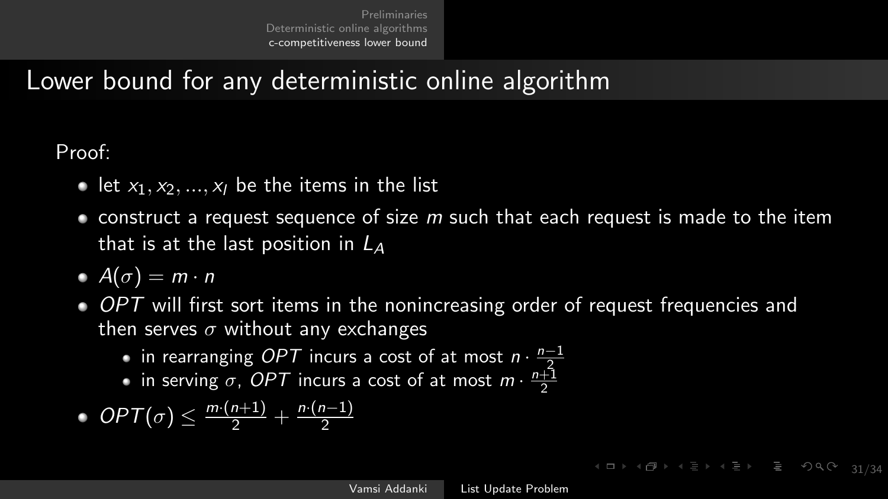## Lower bound for any deterministic online algorithm

Proof:

- let $x_1, x_2, ..., x_l$ be the items in the list
- construct a request sequence of size $m$ such that each request is made to the item that is at the last position in $L_A$
- $A(\sigma) = m \cdot n$
- $OPT$ will first sort items in the nonincreasing order of request frequencies and then serves $\sigma$ without any exchanges
  - in rearranging $OPT$ incurs a cost of at most $n \cdot \frac{n-1}{2}$
  - in serving $\sigma$, $OPT$ incurs a cost of at most $m \cdot \frac{n+1}{2}$
- $OPT(\sigma) \leq \frac{m \cdot (n+1)}{2} + \frac{n \cdot (n-1)}{2}$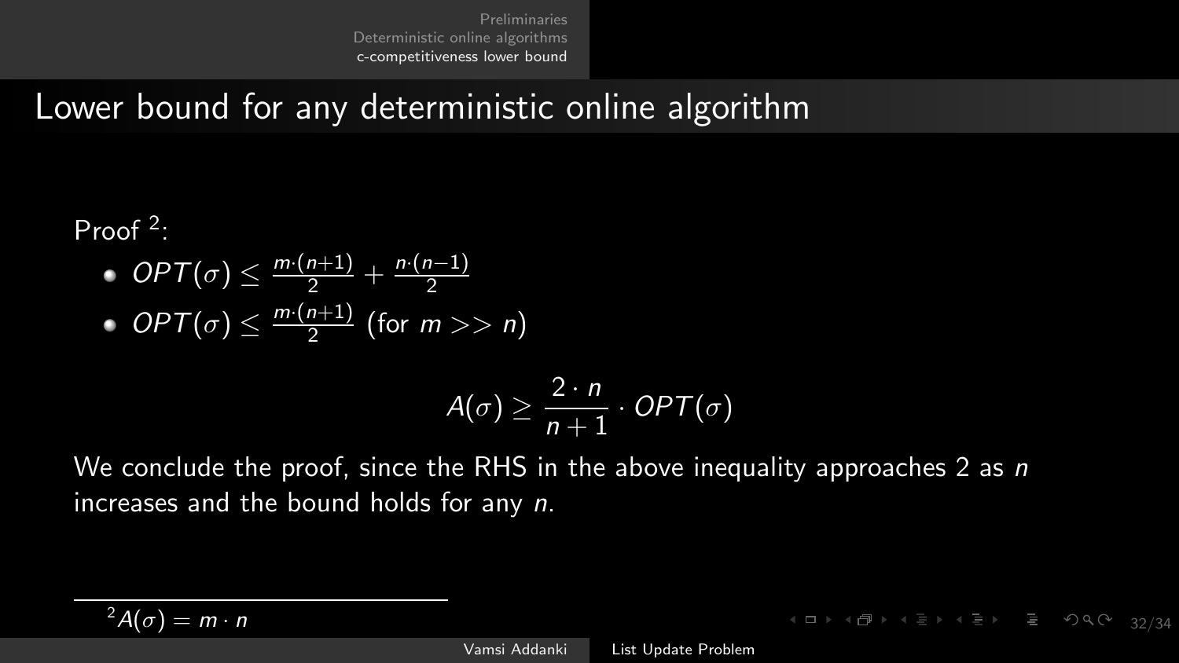# Lower bound for any deterministic online algorithm

Proof [2]:

- $OPT(\sigma) \leq \frac{m \cdot (n+1)}{2} + \frac{n \cdot (n-1)}{2}$
- $OPT(\sigma) \leq \frac{m \cdot (n+1)}{2}$ (for $m >> n$)

$$A(\sigma) \geq \frac{2 \cdot n}{n+1} \cdot OPT(\sigma)$$

We conclude the proof, since the RHS in the above inequality approaches 2 as $n$ increases and the bound holds for any $n$.

[2] $A(\sigma) = m \cdot n$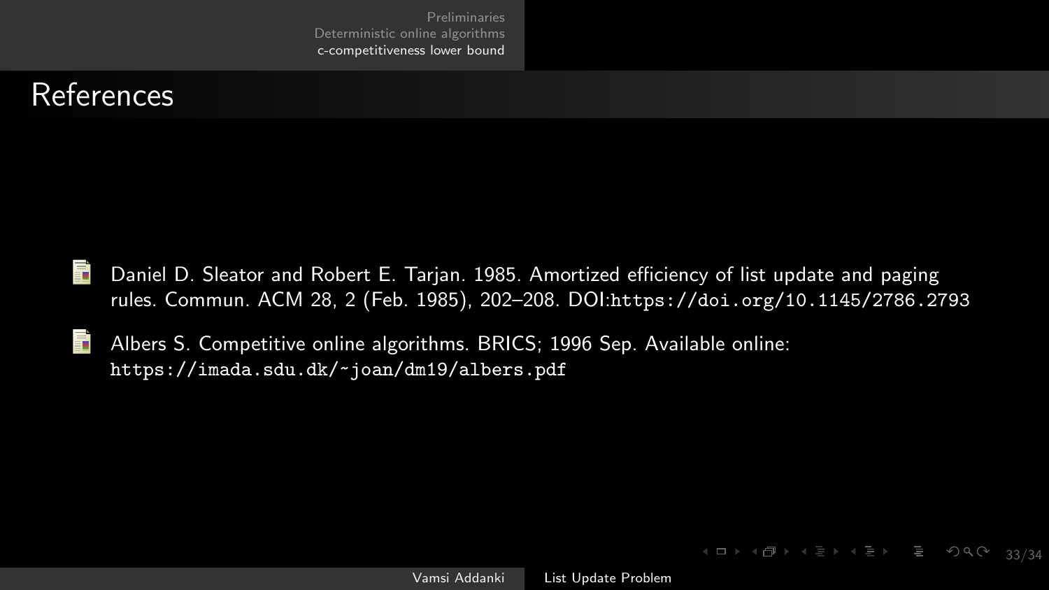# References

- Daniel D. Sleator and Robert E. Tarjan. 1985. Amortized efficiency of list update and paging rules. Commun. ACM 28, 2 (Feb. 1985), 202–208. DOI:https://doi.org/10.1145/2786.2793

- Albers S. Competitive online algorithms. BRICS; 1996 Sep. Available online: https://imada.sdu.dk/~joan/dm19/albers.pdf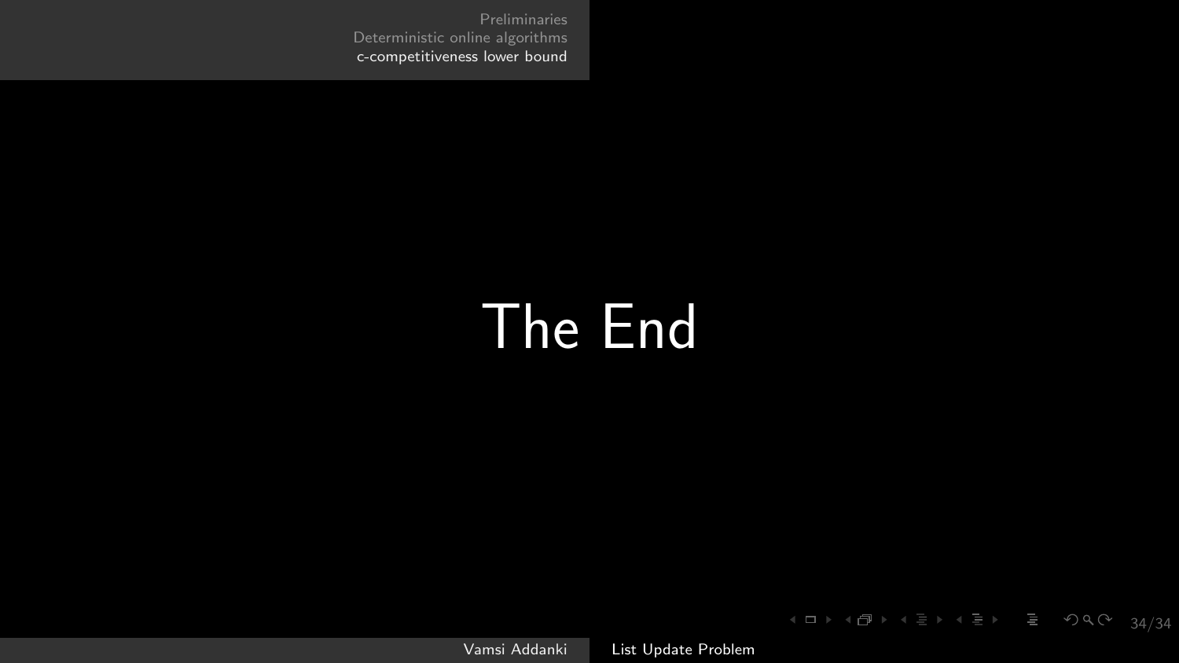# The End